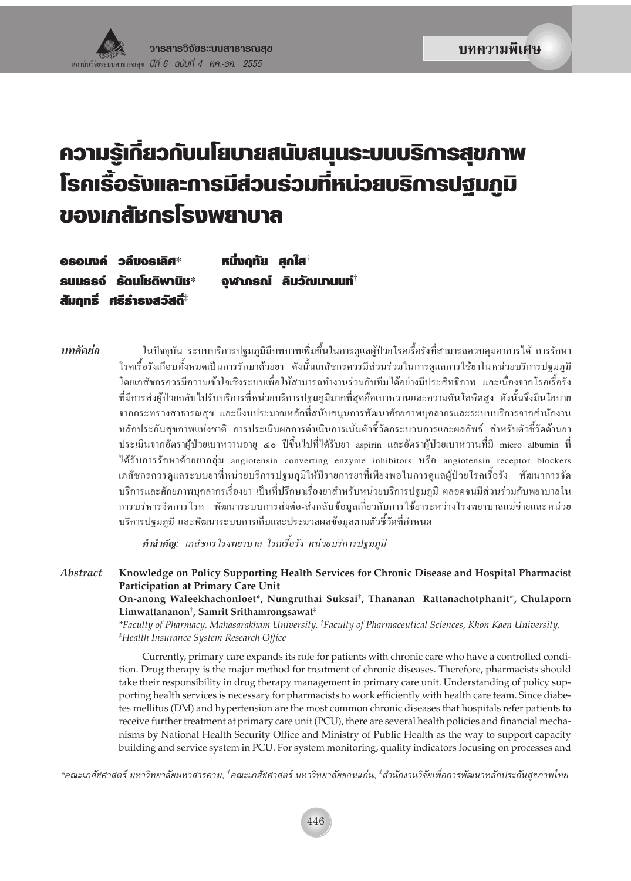บทความพิเศษ

# ความรู้เกี่ยวกับนโยบายสนับสนุนระบบบริการสุขภาพโรคเรื้อรังและการมีส่วนร่วมที่หน่วยบริการปฐมภูมิของเภสัชกรโรงพยาบาล

**อรอนงค์ วลีขจรเลิศ*** **หนึ่งฤทัย สุกใส†**
**ธนนรรจ์ รัตนโชติพานิช*** **จุฬาภรณ์ ลิมวัฒนานนท์†**
**สัมฤทธิ์ ศรีธำรงสวัสดิ์‡**

***บทคัดย่อ*** ในปัจจุบัน ระบบบริการปฐมภูมิมีบทบาทเพิ่มขึ้นในการดูแลผู้ป่วยโรคเรื้อรังที่สามารถควบคุมอาการได้ การรักษาโรคเรื้อรังเกือบทั้งหมดเป็นการรักษาด้วยยา ดังนั้นเภสัชกรควรมีส่วนร่วมในการดูแลการใช้ยาในหน่วยบริการปฐมภูมิ โดยเภสัชกรควรมีความเข้าใจเชิงระบบเพื่อให้สามารถทำงานร่วมกับทีมได้อย่างมีประสิทธิภาพ และเนื่องจากโรคเรื้อรังที่มีการส่งผู้ป่วยกลับไปรับบริการที่หน่วยบริการปฐมภูมิมากที่สุดคือเบาหวานและความดันโลหิตสูง ดังนั้นจึงมีนโยบายจากกระทรวงสาธารณสุข และมีงบประมาณหลักที่สนับสนุนการพัฒนาศักยภาพบุคลากรและระบบบริการจากสำนักงานหลักประกันสุขภาพแห่งชาติ การประเมินผลการดำเนินการเน้นตัวชี้วัดกระบวนการและผลลัพธ์ สำหรับตัวชี้วัดด้านยาประเมินจากอัตราผู้ป่วยเบาหวานอายุ ๔๐ ปีขึ้นไปที่ได้รับยา aspirin และอัตราผู้ป่วยเบาหวานที่มี micro albumin ที่ได้รับการรักษาด้วยยากลุ่ม angiotensin converting enzyme inhibitors หรือ angiotensin receptor blockers เภสัชกรควรดูแลระบบยาที่หน่วยบริการปฐมภูมิให้มีรายการยาที่เพียงพอในการดูแลผู้ป่วยโรคเรื้อรัง พัฒนาการจัดบริการและศักยภาพบุคลากรเรื่องยา เป็นที่ปรึกษาเรื่องยาสำหรับหน่วยบริการปฐมภูมิ ตลอดจนมีส่วนร่วมกับพยาบาลในการบริหารจัดการโรค พัฒนาระบบการส่งต่อ-ส่งกลับข้อมูลเกี่ยวกับการใช้ยาระหว่างโรงพยาบาลแม่ข่ายและหน่วยบริการปฐมภูมิ และพัฒนาระบบการเก็บและประมวลผลข้อมูลตามตัวชี้วัดที่กำหนด

***คำสำคัญ:*** *เภสัชกรโรงพยาบาล โรคเรื้อรัง หน่วยบริการปฐมภูมิ*

***Abstract*** **Knowledge on Policy Supporting Health Services for Chronic Disease and Hospital Pharmacist Participation at Primary Care Unit**

**On-anong Waleekhachonloet*, Nungruthai Suksai†, Thananan Rattanachotphanit*, Chulaporn Limwattananon†, Samrit Srithamrongsawat‡**

*\*Faculty of Pharmacy, Mahasarakham University, †Faculty of Pharmaceutical Sciences, Khon Kaen University, ‡Health Insurance System Research Office*

Currently, primary care expands its role for patients with chronic care who have a controlled condition. Drug therapy is the major method for treatment of chronic diseases. Therefore, pharmacists should take their responsibility in drug therapy management in primary care unit. Understanding of policy supporting health services is necessary for pharmacists to work efficiently with health care team. Since diabetes mellitus (DM) and hypertension are the most common chronic diseases that hospitals refer patients to receive further treatment at primary care unit (PCU), there are several health policies and financial mechanisms by National Health Security Office and Ministry of Public Health as the way to support capacity building and service system in PCU. For system monitoring, quality indicators focusing on processes and

---

*คณะเภสัชศาสตร์ มหาวิทยาลัยมหาสารคาม, † คณะเภสัชศาสตร์ มหาวิทยาลัยขอนแก่น, ‡ สำนักงานวิจัยเพื่อการพัฒนาหลักประกันสุขภาพไทย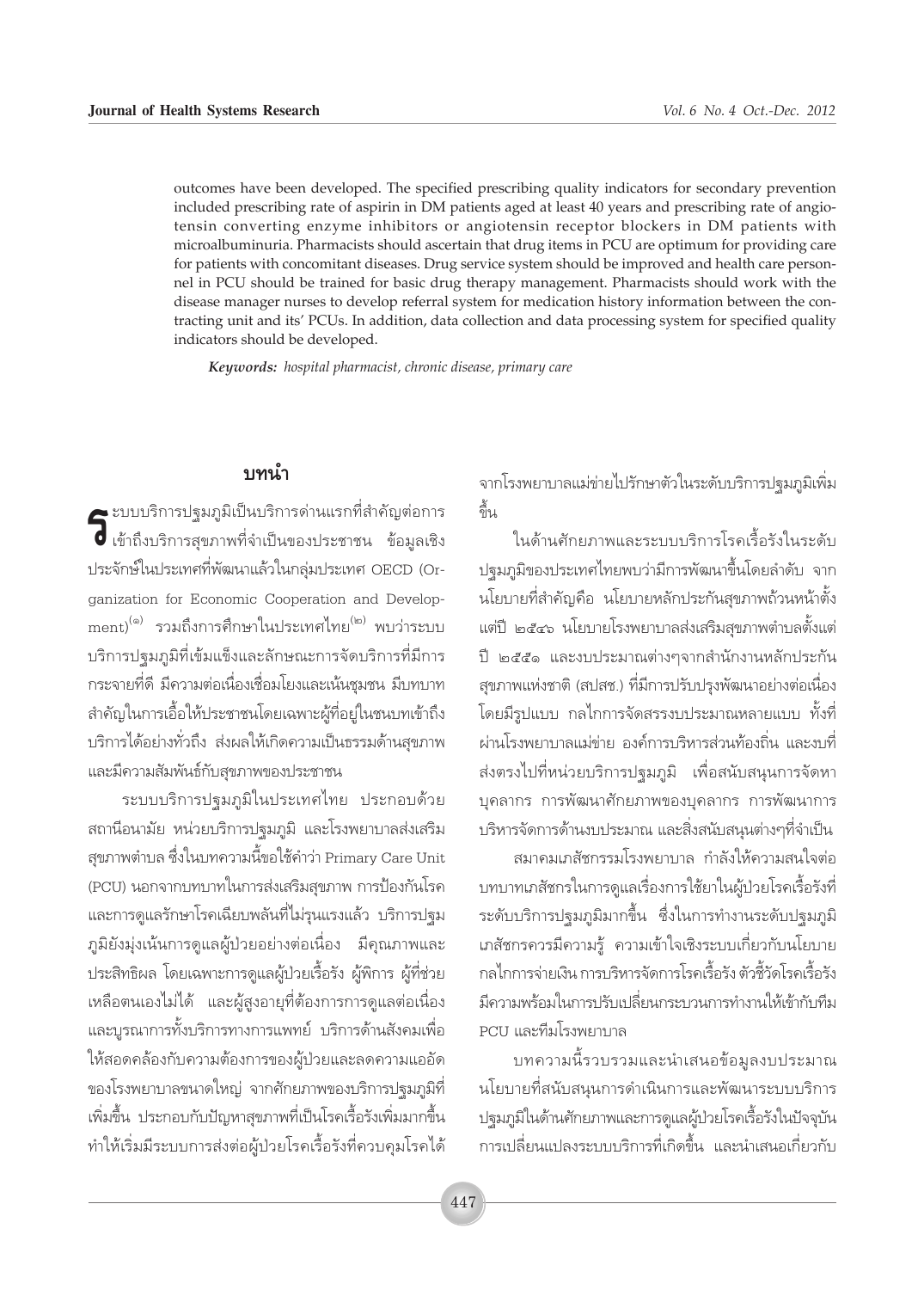outcomes have been developed. The specified prescribing quality indicators for secondary prevention included prescribing rate of aspirin in DM patients aged at least 40 years and prescribing rate of angiotensin converting enzyme inhibitors or angiotensin receptor blockers in DM patients with microalbuminuria. Pharmacists should ascertain that drug items in PCU are optimum for providing care for patients with concomitant diseases. Drug service system should be improved and health care personnel in PCU should be trained for basic drug therapy management. Pharmacists should work with the disease manager nurses to develop referral system for medication history information between the contracting unit and its' PCUs. In addition, data collection and data processing system for specified quality indicators should be developed.

***Keywords:*** *hospital pharmacist, chronic disease, primary care*

## บทนำ

ระบบบริการปฐมภูมิเป็นบริการด่านแรกที่สำคัญต่อการเข้าถึงบริการสุขภาพที่จำเป็นของประชาชน ข้อมูลเชิงประจักษ์ในประเทศที่พัฒนาแล้วในกลุ่มประเทศ OECD (Organization for Economic Cooperation and Development)[๑] รวมถึงการศึกษาในประเทศไทย[๒] พบว่าระบบบริการปฐมภูมิที่เข้มแข็งและลักษณะการจัดบริการที่มีการกระจายที่ดี มีความต่อเนื่องเชื่อมโยงและเน้นชุมชน มีบทบาทสำคัญในการเอื้อให้ประชาชนโดยเฉพาะผู้ที่อยู่ในชนบทเข้าถึงบริการได้อย่างทั่วถึง ส่งผลให้เกิดความเป็นธรรมด้านสุขภาพ และมีความสัมพันธ์กับสุขภาพของประชาชน

ระบบบริการปฐมภูมิในประเทศไทย ประกอบด้วย สถานีอนามัย หน่วยบริการปฐมภูมิ และโรงพยาบาลส่งเสริมสุขภาพตำบล ซึ่งในบทความนี้ขอใช้คำว่า Primary Care Unit (PCU) นอกจากบทบาทในการส่งเสริมสุขภาพ การป้องกันโรค และการดูแลรักษาโรคเฉียบพลันที่ไม่รุนแรงแล้ว บริการปฐมภูมิยังมุ่งเน้นการดูแลผู้ป่วยอย่างต่อเนื่อง มีคุณภาพและประสิทธิผล โดยเฉพาะการดูแลผู้ป่วยเรื้อรัง ผู้พิการ ผู้ที่ช่วยเหลือตนเองไม่ได้ และผู้สูงอายุที่ต้องการการดูแลต่อเนื่อง และบูรณาการทั้งบริการทางการแพทย์ บริการด้านสังคมเพื่อให้สอดคล้องกับความต้องการของผู้ป่วยและลดความแออัดของโรงพยาบาลขนาดใหญ่ จากศักยภาพของบริการปฐมภูมิที่เพิ่มขึ้น ประกอบกับปัญหาสุขภาพที่เป็นโรคเรื้อรังเพิ่มมากขึ้น ทำให้เริ่มมีระบบการส่งต่อผู้ป่วยโรคเรื้อรังที่ควบคุมโรคได้จากโรงพยาบาลแม่ข่ายไปรักษาตัวในระดับบริการปฐมภูมิเพิ่มขึ้น

ในด้านศักยภาพและระบบบริการโรคเรื้อรังในระดับปฐมภูมิของประเทศไทยพบว่ามีการพัฒนาขึ้นโดยลำดับ จากนโยบายที่สำคัญคือ นโยบายหลักประกันสุขภาพถ้วนหน้าตั้งแต่ปี ๒๕๔๖ นโยบายโรงพยาบาลส่งเสริมสุขภาพตำบลตั้งแต่ปี ๒๕๕๑ และงบประมาณต่างๆจากสำนักงานหลักประกันสุขภาพแห่งชาติ (สปสช.) ที่มีการปรับปรุงพัฒนาอย่างต่อเนื่อง โดยมีรูปแบบ กลไกการจัดสรรงบประมาณหลายแบบ ทั้งที่ผ่านโรงพยาบาลแม่ข่าย องค์การบริหารส่วนท้องถิ่น และงบที่ส่งตรงไปที่หน่วยบริการปฐมภูมิ เพื่อสนับสนุนการจัดหาบุคลากร การพัฒนาศักยภาพของบุคลากร การพัฒนาการบริหารจัดการด้านงบประมาณ และสิ่งสนับสนุนต่างๆที่จำเป็น

สมาคมเภสัชกรรมโรงพยาบาล กำลังให้ความสนใจต่อบทบาทเภสัชกรในการดูแลเรื่องการใช้ยาในผู้ป่วยโรคเรื้อรังที่ระดับบริการปฐมภูมิมากขึ้น ซึ่งในการทำงานระดับปฐมภูมิเภสัชกรควรมีความรู้ ความเข้าใจเชิงระบบเกี่ยวกับนโยบาย กลไกการจ่ายเงิน การบริหารจัดการโรคเรื้อรัง ตัวชี้วัดโรคเรื้อรัง มีความพร้อมในการปรับเปลี่ยนกระบวนการทำงานให้เข้ากับทีม PCU และทีมโรงพยาบาล

บทความนี้รวบรวมและนำเสนอข้อมูลงบประมาณ นโยบายที่สนับสนุนการดำเนินการและพัฒนาระบบบริการปฐมภูมิในด้านศักยภาพและการดูแลผู้ป่วยโรคเรื้อรังในปัจจุบัน การเปลี่ยนแปลงระบบบริการที่เกิดขึ้น และนำเสนอเกี่ยวกับ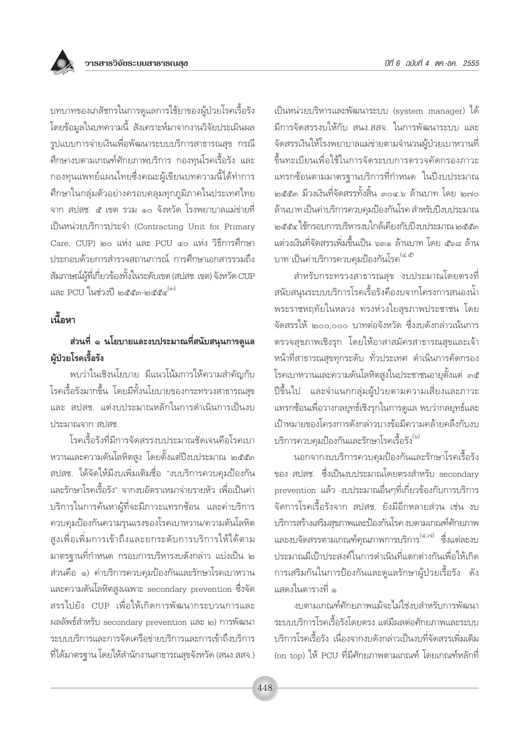บทบาทของเภสัชกรในการดูแลการใช้ยาของผู้ป่วยโรคเรื้อรัง โดยข้อมูลในบทความนี้ สังเคราะห์มาจากงานวิจัยประเมินผลรูปแบบการจ่ายเงินเพื่อพัฒนาระบบบริการสาธารณสุข กรณีศึกษางบตามเกณฑ์ศักยภาพบริการ กองทุนโรคเรื้อรัง และกองทุนแพทย์แผนไทยซึ่งคณะผู้เขียนบทความนี้ได้ทำการศึกษาในกลุ่มตัวอย่างครอบคลุมทุกภูมิภาคในประเทศไทย จาก สปสช. ๕ เขต รวม ๑๐ จังหวัด โรงพยาบาลแม่ข่ายที่เป็นหน่วยบริการประจำ (Contracting Unit for Primary Care, CUP) ๒๐ แห่ง และ PCU ๔๐ แห่ง วิธีการศึกษาประกอบด้วยการสำรวจสถานการณ์ การศึกษาเอกสารรวมถึงสัมภาษณ์ผู้ที่เกี่ยวข้องทั้งในระดับเขต (สปสช. เขต) จังหวัด CUP และ PCU ในช่วงปี ๒๕๕๓-๒๕๕๔[๓]

## เนื้อหา

### ส่วนที่ ๑ นโยบายและงบประมาณที่สนับสนุนการดูแลผู้ป่วยโรคเรื้อรัง

พบว่าในเชิงนโยบาย มีแนวโน้มการให้ความสำคัญกับโรคเรื้อรังมากขึ้น โดยมีทั้งนโยบายของกระทรวงสาธารณสุข และ สปสช. แต่งบประมาณหลักในการดำเนินการเป็นงบประมาณจาก สปสช.

โรคเรื้อรังที่มีการจัดสรรงบประมาณชัดเจนคือโรคเบาหวานและความดันโลหิตสูง โดยตั้งแต่ปีงบประมาณ ๒๕๕๓ สปสช. ได้จัดให้มีงบเพิ่มเติมชื่อ "งบบริการควบคุมป้องกันและรักษาโรคเรื้อรัง" จากงบอัตราเหมาจ่ายรายหัว เพื่อเป็นค่าบริการในการค้นหาผู้ที่จะมีภาวะแทรกซ้อน และค่าบริการควบคุมป้องกันความรุนแรงของโรคเบาหวาน/ความดันโลหิตสูงเพื่อเพิ่มการเข้าถึงและยกระดับการบริการให้ได้ตามมาตรฐานที่กำหนด กรอบการบริหารงบดังกล่าว แบ่งเป็น ๒ ส่วนคือ ๑) ค่าบริการควบคุมป้องกันและรักษาโรคเบาหวานและความดันโลหิตสูงเฉพาะ secondary prevention ซึ่งจัดสรรไปยัง CUP เพื่อให้เกิดการพัฒนากระบวนการและผลลัพธ์สำหรับ secondary prevention และ ๒) การพัฒนาระบบบริการและการจัดเครือข่ายบริการและการเข้าถึงบริการที่ได้มาตรฐาน โดยให้สำนักงานสาธารณสุขจังหวัด (สนง.สสจ.) เป็นหน่วยบริหารและพัฒนาระบบ (system manager) ได้มีการจัดสรรงบให้กับ สนง.สสจ. ในการพัฒนาระบบ และจัดสรรเงินให้โรงพยาบาลแม่ข่ายตามจำนวนผู้ป่วยเบาหวานที่ขึ้นทะเบียนเพื่อใช้ในการจัดระบบการตรวจคัดกรองภาวะแทรกซ้อนตามมาตรฐานบริการที่กำหนด ในปีงบประมาณ ๒๕๕๓ มีวงเงินที่จัดสรรทั้งสิ้น ๓๐๔.๖ ล้านบาท โดย ๒๗๐ ล้านบาท เป็นค่าบริการควบคุมป้องกันโรค สำหรับปีงบประมาณ ๒๕๕๔ ใช้กรอบการบริหารงบใกล้เคียงกับปีงบประมาณ ๒๕๕๓ แต่วงเงินที่จัดสรรเพิ่มขึ้นเป็น ๖๓๑ ล้านบาท โดย ๕๖๘ ล้านบาท เป็นค่าบริการควบคุมป้องกันโรค[๔,๕]

สำหรับกระทรวงสาธารณสุข งบประมาณโดยตรงที่สนับสนุนระบบบริการโรคเรื้อรังคืองบจากโครงการสนองน้ำพระราชหฤทัยในหลวง ทรงห่วงใยสุขภาพประชาชน โดยจัดสรรให้ ๒๐๐,๐๐๐ บาทต่อจังหวัด ซึ่งงบดังกล่าวเน้นการตรวจสุขภาพเชิงรุก โดยให้อาสาสมัครสาธารณสุขและเจ้าหน้าที่สาธารณสุขทุกระดับ ทั่วประเทศ ดำเนินการคัดกรองโรคเบาหวานและความดันโลหิตสูงในประชาชนอายุตั้งแต่ ๓๕ ปีขึ้นไป และจำแนกกลุ่มผู้ป่วยตามความเสี่ยงและภาวะแทรกซ้อนเพื่อวางกลยุทธ์เชิงรุกในการดูแล พบว่ากลยุทธ์และเป้าหมายของโครงการดังกล่าวบางข้อมีความคล้ายคลึงกับงบบริการควบคุมป้องกันและรักษาโรคเรื้อรัง[๖]

นอกจากงบบริการควบคุมป้องกันและรักษาโรคเรื้อรังของ สปสช. ซึ่งเป็นงบประมาณโดยตรงสำหรับ secondary prevention แล้ว งบประมาณอื่นๆที่เกี่ยวข้องกับการบริการจัดการโรคเรื้อรังจาก สปสช. ยังมีอีกหลายส่วน เช่น งบบริการสร้างเสริมสุขภาพและป้องกันโรค งบตามเกณฑ์ศักยภาพ และงบจัดสรรตามเกณฑ์คุณภาพการบริการ[๔,๗] ซึ่งแต่ละงบประมาณมีเป้าประสงค์ในการดำเนินที่แตกต่างกันเพื่อให้เกิดการเสริมกันในการป้องกันและดูแลรักษาผู้ป่วยเรื้อรัง ดังแสดงในตารางที่ ๑

งบตามเกณฑ์ศักยภาพแม้จะไม่ใช่งบสำหรับการพัฒนาระบบบริการโรคเรื้อรังโดยตรง แต่มีผลต่อศักยภาพและระบบบริการโรคเรื้อรัง เนื่องจากงบดังกล่าวเป็นงบที่จัดสรรเพิ่มเติม (on top) ให้ PCU ที่มีศักยภาพตามเกณฑ์ โดยเกณฑ์หลักที่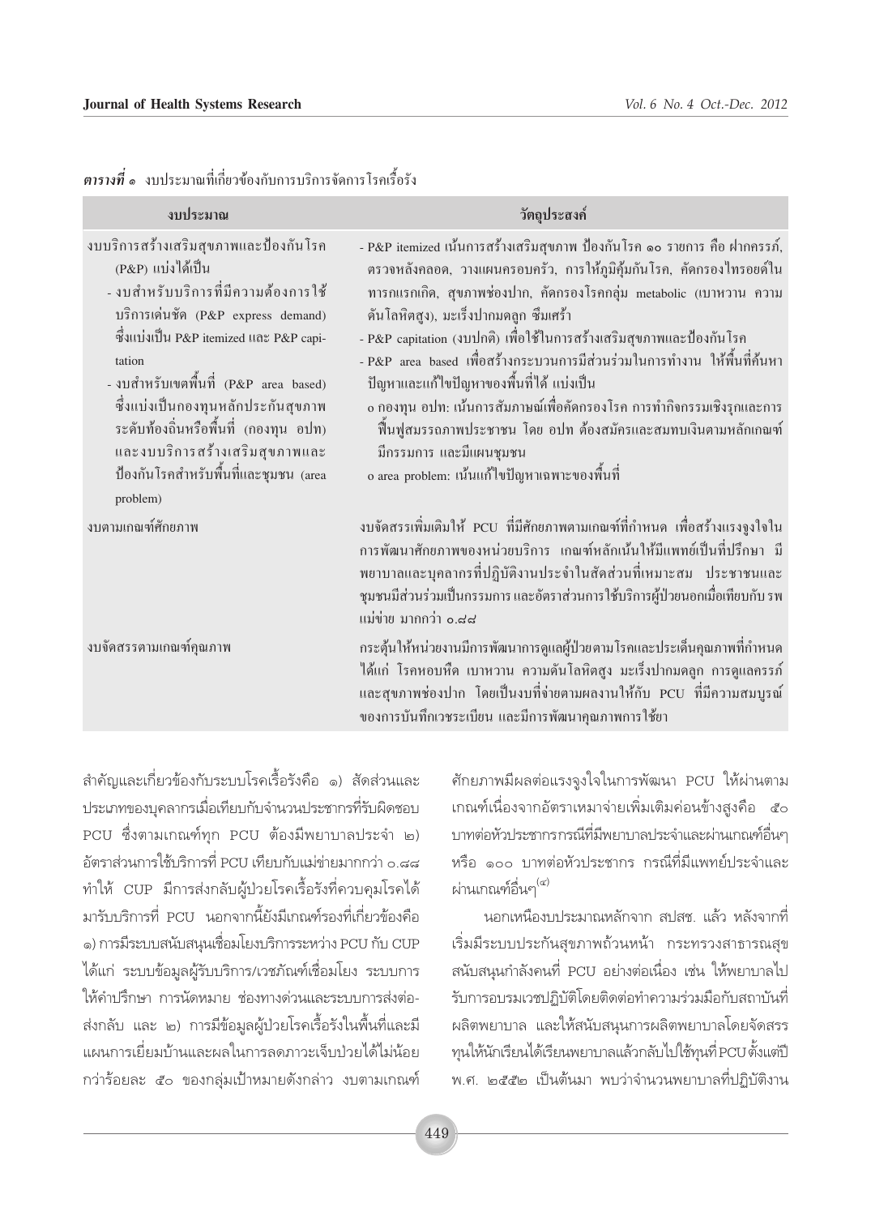***ตารางที่ ๑*** งบประมาณที่เกี่ยวข้องกับการบริการจัดการโรคเรื้อรัง

| งบประมาณ | วัตถุประสงค์ |
|---|---|
| งบบริการสร้างเสริมสุขภาพและป้องกันโรค (P&P) แบ่งได้เป็น<br>- งบสำหรับบริการที่มีความต้องการใช้บริการเด่นชัด (P&P express demand) ซึ่งแบ่งเป็น P&P itemized และ P&P capitation<br>- งบสำหรับเขตพื้นที่ (P&P area based) ซึ่งแบ่งเป็นกองทุนหลักประกันสุขภาพระดับท้องถิ่นหรือพื้นที่ (กองทุน อปท) และงบบริการสร้างเสริมสุขภาพและป้องกันโรคสำหรับพื้นที่และชุมชน (area problem) | - P&P itemized เน้นการสร้างเสริมสุขภาพ ป้องกันโรค ๑๐ รายการ คือ ฝากครรภ์, ตรวจหลังคลอด, วางแผนครอบครัว, การให้ภูมิคุ้มกันโรค, คัดกรองไทรอยด์ในทารกแรกเกิด, สุขภาพช่องปาก, คัดกรองโรคกลุ่ม metabolic (เบาหวาน ความดันโลหิตสูง), มะเร็งปากมดลูก ซึมเศร้า<br>- P&P capitation (งบปกติ) เพื่อใช้ในการสร้างเสริมสุขภาพและป้องกันโรค<br>- P&P area based เพื่อสร้างกระบวนการมีส่วนร่วมในการทำงาน ให้พื้นที่ค้นหาปัญหาและแก้ไขปัญหาของพื้นที่ได้ แบ่งเป็น<br>o กองทุน อปท: เน้นการสัมภาษณ์เพื่อคัดกรองโรค การทำกิจกรรมเชิงรุกและการฟื้นฟูสมรรถภาพประชาชน โดย อปท ต้องสมัครและสมทบเงินตามหลักเกณฑ์ มีกรรมการ และมีแผนชุมชน<br>o area problem: เน้นแก้ไขปัญหาเฉพาะของพื้นที่ |
| งบตามเกณฑ์ศักยภาพ | งบจัดสรรเพิ่มเติมให้ PCU ที่มีศักยภาพตามเกณฑ์ที่กำหนด เพื่อสร้างแรงจูงใจในการพัฒนาศักยภาพของหน่วยบริการ เกณฑ์หลักเน้นให้มีแพทย์เป็นที่ปรึกษา มีพยาบาลและบุคลากรที่ปฏิบัติงานประจำในสัดส่วนที่เหมาะสม ประชาชนและชุมชนมีส่วนร่วมเป็นกรรมการ และอัตราส่วนการใช้บริการผู้ป่วยนอกเมื่อเทียบกับ รพ แม่ข่าย มากกว่า ๐.๘๘ |
| งบจัดสรรตามเกณฑ์คุณภาพ | กระตุ้นให้หน่วยงานมีการพัฒนาการดูแลผู้ป่วยตามโรคและประเด็นคุณภาพที่กำหนด ได้แก่ โรคหอบหืด เบาหวาน ความดันโลหิตสูง มะเร็งปากมดลูก การดูแลครรภ์ และสุขภาพช่องปาก โดยเป็นงบที่จ่ายตามผลงานให้กับ PCU ที่มีความสมบูรณ์ของการบันทึกเวชระเบียน และมีการพัฒนาคุณภาพการใช้ยา |

สำคัญและเกี่ยวข้องกับระบบโรคเรื้อรังคือ ๑) สัดส่วนและประเภทของบุคลากรเมื่อเทียบกับจำนวนประชากรที่รับผิดชอบ PCU ซึ่งตามเกณฑ์ทุก PCU ต้องมีพยาบาลประจำ ๒) อัตราส่วนการใช้บริการที่ PCU เทียบกับแม่ข่ายมากกว่า ๐.๘๘ ทำให้ CUP มีการส่งกลับผู้ป่วยโรคเรื้อรังที่ควบคุมโรคได้มารับบริการที่ PCU นอกจากนี้ยังมีเกณฑ์รองที่เกี่ยวข้องคือ ๑) การมีระบบสนับสนุนเชื่อมโยงบริการระหว่าง PCU กับ CUP ได้แก่ ระบบข้อมูลผู้รับบริการ/เวชภัณฑ์เชื่อมโยง ระบบการให้คำปรึกษา การนัดหมาย ช่องทางด่วนและระบบการส่งต่อ-ส่งกลับ และ ๒) การมีข้อมูลผู้ป่วยโรคเรื้อรังในพื้นที่และมีแผนการเยี่ยมบ้านและผลในการลดภาวะเจ็บป่วยได้ไม่น้อยกว่าร้อยละ ๕๐ ของกลุ่มเป้าหมายดังกล่าว งบตามเกณฑ์ศักยภาพมีผลต่อแรงจูงใจในการพัฒนา PCU ให้ผ่านตามเกณฑ์เนื่องจากอัตราเหมาจ่ายเพิ่มเติมค่อนข้างสูงคือ ๕๐ บาทต่อหัวประชากรกรณีที่มีพยาบาลประจำและผ่านเกณฑ์อื่นๆ หรือ ๑๐๐ บาทต่อหัวประชากร กรณีที่มีแพทย์ประจำและผ่านเกณฑ์อื่นๆ[๙]

นอกเหนืองบประมาณหลักจาก สปสช. แล้ว หลังจากที่เริ่มมีระบบประกันสุขภาพถ้วนหน้า กระทรวงสาธารณสุขสนับสนุนกำลังคนที่ PCU อย่างต่อเนื่อง เช่น ให้พยาบาลไปรับการอบรมเวชปฏิบัติโดยติดต่อทำความร่วมมือกับสถาบันที่ผลิตพยาบาล และให้สนับสนุนการผลิตพยาบาลโดยจัดสรรทุนให้นักเรียนได้เรียนพยาบาลแล้วกลับไปใช้ทุนที่ PCU ตั้งแต่ปี พ.ศ. ๒๕๕๒ เป็นต้นมา พบว่าจำนวนพยาบาลที่ปฏิบัติงาน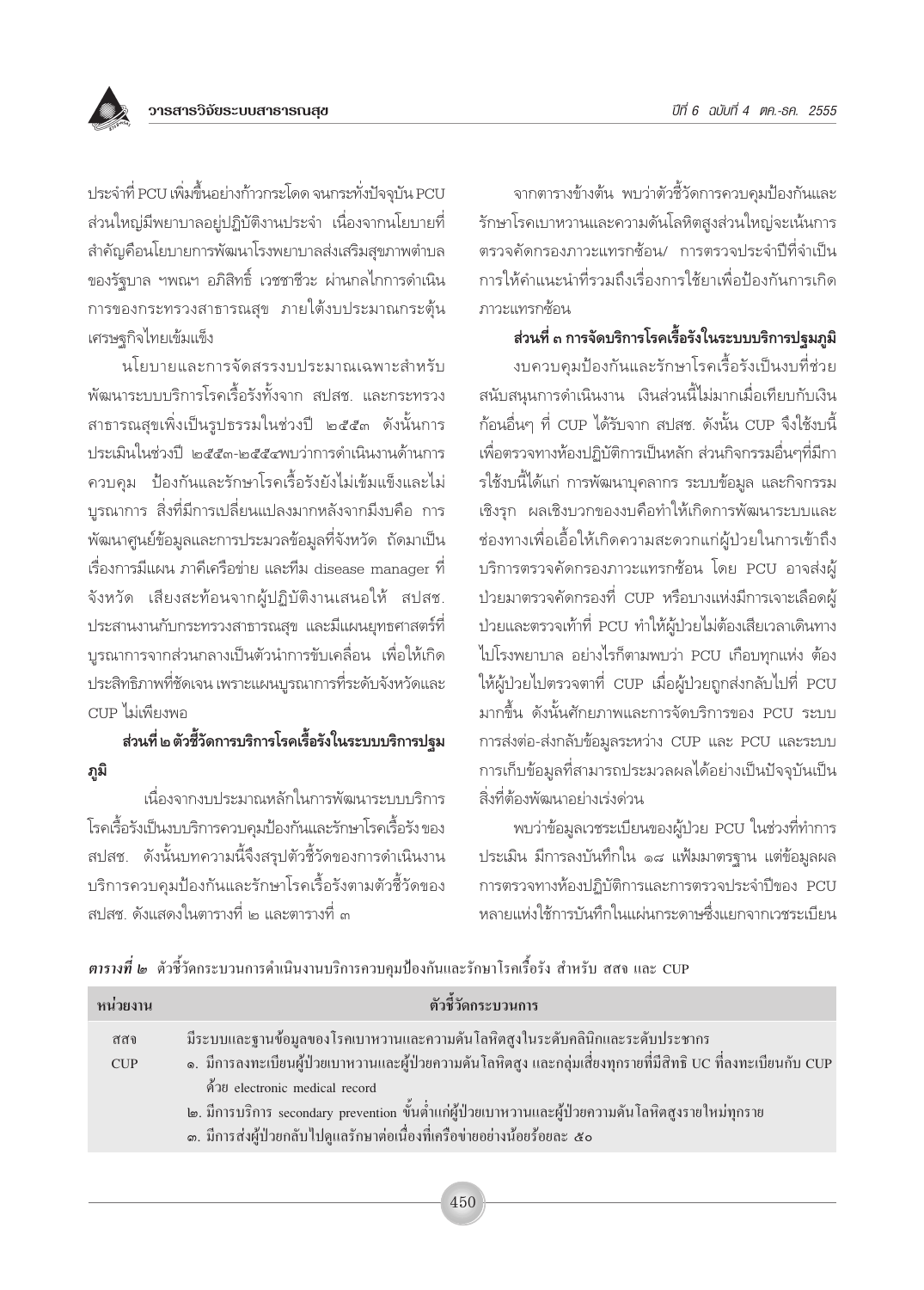ประจำที่ PCU เพิ่มขึ้นอย่างก้าวกระโดด จนกระทั่งปัจจุบัน PCU ส่วนใหญ่มีพยาบาลอยู่ปฏิบัติงานประจำ เนื่องจากนโยบายที่สำคัญคือนโยบายการพัฒนาโรงพยาบาลส่งเสริมสุขภาพตำบลของรัฐบาล ฯพณฯ อภิสิทธิ์ เวชชาชีวะ ผ่านกลไกการดำเนินการของกระทรวงสาธารณสุข ภายใต้งบประมาณกระตุ้นเศรษฐกิจไทยเข้มแข็ง

นโยบายและการจัดสรรงบประมาณเฉพาะสำหรับพัฒนาระบบบริการโรคเรื้อรังทั้งจาก สปสช. และกระทรวงสาธารณสุขเพิ่งเป็นรูปธรรมในช่วงปี ๒๕๕๓ ดังนั้นการประเมินในช่วงปี ๒๕๕๓-๒๕๕๔พบว่าการดำเนินงานด้านการควบคุม ป้องกันและรักษาโรคเรื้อรังยังไม่เข้มแข็งและไม่บูรณาการ สิ่งที่มีการเปลี่ยนแปลงมากหลังจากมีงบคือ การพัฒนาศูนย์ข้อมูลและการประมวลข้อมูลที่จังหวัด ถัดมาเป็นเรื่องการมีแผน ภาคีเครือข่าย และทีม disease manager ที่จังหวัด เสียงสะท้อนจากผู้ปฏิบัติงานเสนอให้ สปสช. ประสานงานกับกระทรวงสาธารณสุข และมีแผนยุทธศาสตร์ที่บูรณาการจากส่วนกลางเป็นตัวนำการขับเคลื่อน เพื่อให้เกิดประสิทธิภาพที่ชัดเจน เพราะแผนบูรณาการที่ระดับจังหวัดและ CUP ไม่เพียงพอ

### ส่วนที่ ๒ ตัวชี้วัดการบริการโรคเรื้อรังในระบบบริการปฐมภูมิ

เนื่องจากงบประมาณหลักในการพัฒนาระบบบริการโรคเรื้อรังเป็นงบบริการควบคุมป้องกันและรักษาโรคเรื้อรัง ของ สปสช. ดังนั้นบทความนี้จึงสรุปตัวชี้วัดของการดำเนินงานบริการควบคุมป้องกันและรักษาโรคเรื้อรังตามตัวชี้วัดของ สปสช. ดังแสดงในตารางที่ ๒ และตารางที่ ๓

จากตารางข้างต้น พบว่าตัวชี้วัดการควบคุมป้องกันและรักษาโรคเบาหวานและความดันโลหิตสูงส่วนใหญ่จะเน้นการตรวจคัดกรองภาวะแทรกซ้อน/ การตรวจประจำปีที่จำเป็น การให้คำแนะนำที่รวมถึงเรื่องการใช้ยาเพื่อป้องกันการเกิดภาวะแทรกซ้อน

### ส่วนที่ ๓ การจัดบริการโรคเรื้อรังในระบบบริการปฐมภูมิ

งบควบคุมป้องกันและรักษาโรคเรื้อรังเป็นงบที่ช่วยสนับสนุนการดำเนินงาน เงินส่วนนี้ไม่มากเมื่อเทียบกับเงินก้อนอื่นๆ ที่ CUP ได้รับจาก สปสช. ดังนั้น CUP จึงใช้งบนี้เพื่อตรวจทางห้องปฏิบัติการเป็นหลัก ส่วนกิจกรรมอื่นๆที่มีการใช้งบนี้ได้แก่ การพัฒนาบุคลากร ระบบข้อมูล และกิจกรรมเชิงรุก ผลเชิงบวกของงบคือทำให้เกิดการพัฒนาระบบและช่องทางเพื่อเอื้อให้เกิดความสะดวกแก่ผู้ป่วยในการเข้าถึงบริการตรวจคัดกรองภาวะแทรกซ้อน โดย PCU อาจส่งผู้ป่วยมาตรวจคัดกรองที่ CUP หรือบางแห่งมีการเจาะเลือดผู้ป่วยและตรวจเท้าที่ PCU ทำให้ผู้ป่วยไม่ต้องเสียเวลาเดินทางไปโรงพยาบาล อย่างไรก็ตามพบว่า PCU เกือบทุกแห่ง ต้องให้ผู้ป่วยไปตรวจตาที่ CUP เมื่อผู้ป่วยถูกส่งกลับไปที่ PCU มากขึ้น ดังนั้นศักยภาพและการจัดบริการของ PCU ระบบการส่งต่อ-ส่งกลับข้อมูลระหว่าง CUP และ PCU และระบบการเก็บข้อมูลที่สามารถประมวลผลได้อย่างเป็นปัจจุบันเป็นสิ่งที่ต้องพัฒนาอย่างเร่งด่วน

พบว่าข้อมูลเวชระเบียนของผู้ป่วย PCU ในช่วงที่ทำการประเมิน มีการลงบันทึกใน ๑๘ แฟ้มมาตรฐาน แต่ข้อมูลผลการตรวจทางห้องปฏิบัติการและการตรวจประจำปีของ PCU หลายแห่งใช้การบันทึกในแผ่นกระดาษซึ่งแยกจากเวชระเบียน

***ตารางที่ ๒*** ตัวชี้วัดกระบวนการดำเนินงานบริการควบคุมป้องกันและรักษาโรคเรื้อรัง สำหรับ สสจ และ CUP

| หน่วยงาน | ตัวชี้วัดกระบวนการ |
|---|---|
| สสจ | มีระบบและฐานข้อมูลของโรคเบาหวานและความดันโลหิตสูงในระดับคลินิกและระดับประชากร |
| CUP | ๑. มีการลงทะเบียนผู้ป่วยเบาหวานและผู้ป่วยความดันโลหิตสูง และกลุ่มเสี่ยงทุกรายที่มีสิทธิ UC ที่ลงทะเบียนกับ CUP ด้วย electronic medical record<br>๒. มีการบริการ secondary prevention ขั้นต่ำแก่ผู้ป่วยเบาหวานและผู้ป่วยความดันโลหิตสูงรายใหม่ทุกราย<br>๓. มีการส่งผู้ป่วยกลับไปดูแลรักษาต่อเนื่องที่เครือข่ายอย่างน้อยร้อยละ ๕๐ |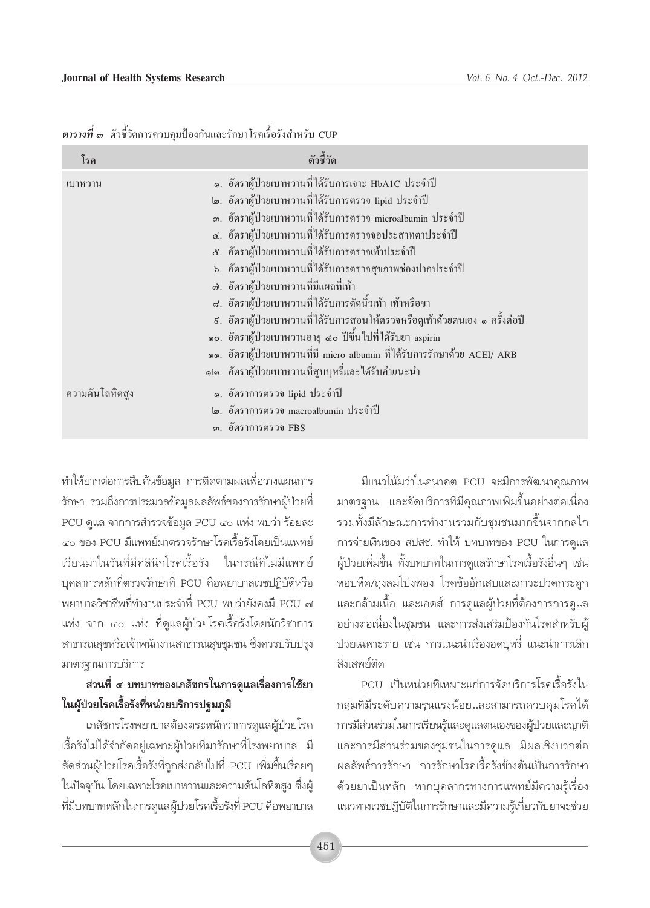*ตารางที่ ๓* ตัวชี้วัดการควบคุมป้องกันและรักษาโรคเรื้อรังสำหรับ CUP

| โรค | ตัวชี้วัด |
|---|---|
| เบาหวาน | ๑. อัตราผู้ป่วยเบาหวานที่ได้รับการเจาะ HbA1C ประจำปี<br>๒. อัตราผู้ป่วยเบาหวานที่ได้รับการตรวจ lipid ประจำปี<br>๓. อัตราผู้ป่วยเบาหวานที่ได้รับการตรวจ microalbumin ประจำปี<br>๔. อัตราผู้ป่วยเบาหวานที่ได้รับการตรวจจอประสาทตาประจำปี<br>๕. อัตราผู้ป่วยเบาหวานที่ได้รับการตรวจเท้าประจำปี<br>๖. อัตราผู้ป่วยเบาหวานที่ได้รับการตรวจสุขภาพช่องปากประจำปี<br>๗. อัตราผู้ป่วยเบาหวานที่มีแผลที่เท้า<br>๘. อัตราผู้ป่วยเบาหวานที่ได้รับการตัดนิ้วเท้า เท้าหรือขา<br>๙. อัตราผู้ป่วยเบาหวานที่ได้รับการสอนให้ตรวจหรือดูเท้าด้วยตนเอง ๑ ครั้งต่อปี<br>๑๐. อัตราผู้ป่วยเบาหวานอายุ ๔๐ ปีขึ้นไปที่ได้รับยา aspirin<br>๑๑. อัตราผู้ป่วยเบาหวานที่มี micro albumin ที่ได้รับการรักษาด้วย ACEI/ ARB<br>๑๒. อัตราผู้ป่วยเบาหวานที่สูบบุหรี่และได้รับคำแนะนำ |
| ความดันโลหิตสูง | ๑. อัตราการตรวจ lipid ประจำปี<br>๒. อัตราการตรวจ macroalbumin ประจำปี<br>๓. อัตราการตรวจ FBS |

ทำให้ยากต่อการสืบค้นข้อมูล การติดตามผลเพื่อวางแผนการรักษา รวมถึงการประมวลข้อมูลผลลัพธ์ของการรักษาผู้ป่วยที่ PCU ดูแล จากการสำรวจข้อมูล PCU ๔๐ แห่ง พบว่า ร้อยละ ๔๐ ของ PCU มีแพทย์มาตรวจรักษาโรคเรื้อรังโดยเป็นแพทย์เวียนมาในวันที่มีคลินิกโรคเรื้อรัง ในกรณีที่ไม่มีแพทย์ บุคลากรหลักที่ตรวจรักษาที่ PCU คือพยาบาลเวชปฏิบัติหรือพยาบาลวิชาชีพที่ทำงานประจำที่ PCU พบว่ายังคงมี PCU ๗ แห่ง จาก ๔๐ แห่ง ที่ดูแลผู้ป่วยโรคเรื้อรังโดยนักวิชาการสาธารณสุขหรือเจ้าพนักงานสาธารณสุขชุมชน ซึ่งควรปรับปรุงมาตรฐานการบริการ

### ส่วนที่ ๔ บทบาทของเภสัชกรในการดูแลเรื่องการใช้ยาในผู้ป่วยโรคเรื้อรังที่หน่วยบริการปฐมภูมิ

เภสัชกรโรงพยาบาลต้องตระหนักว่าการดูแลผู้ป่วยโรคเรื้อรังไม่ได้จำกัดอยู่เฉพาะผู้ป่วยที่มารักษาที่โรงพยาบาล มีสัดส่วนผู้ป่วยโรคเรื้อรังที่ถูกส่งกลับไปที่ PCU เพิ่มขึ้นเรื่อยๆ ในปัจจุบัน โดยเฉพาะโรคเบาหวานและความดันโลหิตสูง ซึ่งผู้ที่มีบทบาทหลักในการดูแลผู้ป่วยโรคเรื้อรังที่ PCU คือพยาบาล

มีแนวโน้มว่าในอนาคต PCU จะมีการพัฒนาคุณภาพมาตรฐาน และจัดบริการที่มีคุณภาพเพิ่มขึ้นอย่างต่อเนื่อง รวมทั้งมีลักษณะการทำงานร่วมกับชุมชนมากขึ้นจากกลไกการจ่ายเงินของ สปสช. ทำให้ บทบาทของ PCU ในการดูแลผู้ป่วยเพิ่มขึ้น ทั้งบทบาทในการดูแลรักษาโรคเรื้อรังอื่นๆ เช่น หอบหืด/ถุงลมโป่งพอง โรคข้ออักเสบและภาวะปวดกระดูกและกล้ามเนื้อ และเอดส์ การดูแลผู้ป่วยที่ต้องการการดูแลอย่างต่อเนื่องในชุมชน และการส่งเสริมป้องกันโรคสำหรับผู้ป่วยเฉพาะราย เช่น การแนะนำเรื่องงดบุหรี่ แนะนำการเลิกสิ่งเสพย์ติด

PCU เป็นหน่วยที่เหมาะแก่การจัดบริการโรคเรื้อรังในกลุ่มที่มีระดับความรุนแรงน้อยและสามารถควบคุมโรคได้ การมีส่วนร่วมในการเรียนรู้และดูแลตนเองของผู้ป่วยและญาติ และการมีส่วนร่วมของชุมชนในการดูแล มีผลเชิงบวกต่อผลลัพธ์การรักษา การรักษาโรคเรื้อรังข้างต้นเป็นการรักษาด้วยยาเป็นหลัก หากบุคลากรทางการแพทย์มีความรู้เรื่องแนวทางเวชปฏิบัติในการรักษาและมีความรู้เกี่ยวกับยาจะช่วย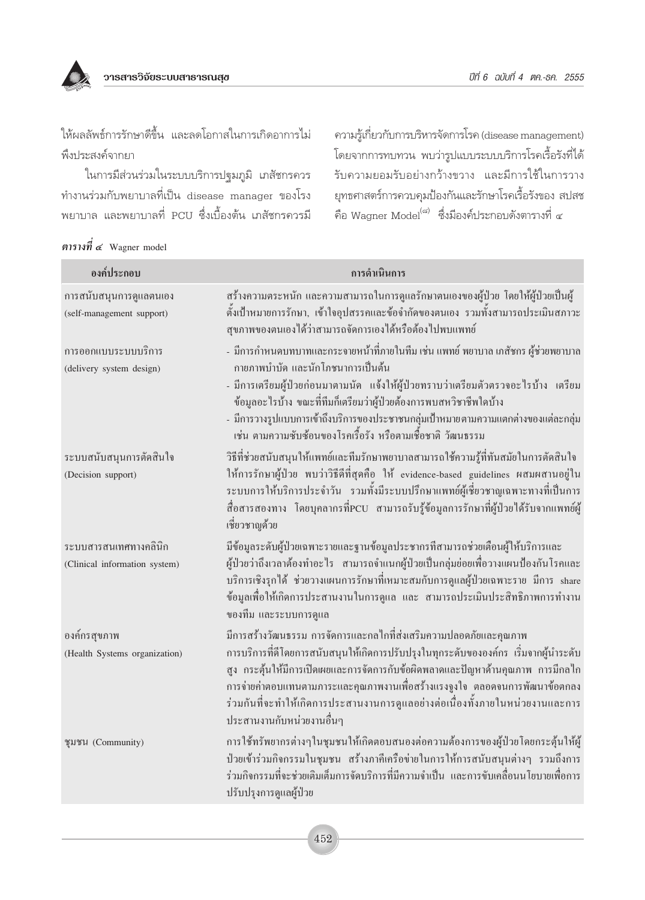ให้ผลลัพธ์การรักษาดีขึ้น และลดโอกาสในการเกิดอาการไม่พึงประสงค์จากยา

ในการมีส่วนร่วมในระบบบริการปฐมภูมิ เภสัชกรควรทำงานร่วมกับพยาบาลที่เป็น disease manager ของโรงพยาบาล และพยาบาลที่ PCU ซึ่งเบื้องต้น เภสัชกรควรมีความรู้เกี่ยวกับการบริหารจัดการโรค (disease management) โดยจากการทบทวน พบว่ารูปแบบระบบบริการโรคเรื้อรังที่ได้รับความยอมรับอย่างกว้างขวาง และมีการใช้ในการวางยุทธศาสตร์การควบคุมป้องกันและรักษาโรคเรื้อรังของ สปสช คือ Wagner Model[๘] ซึ่งมีองค์ประกอบดังตารางที่ ๔

***ตารางที่ ๔*** Wagner model

| องค์ประกอบ | การดำเนินการ |
|---|---|
| การสนับสนุนการดูแลตนเอง (self-management support) | สร้างความตระหนัก และความสามารถในการดูแลรักษาตนเองของผู้ป่วย โดยให้ผู้ป่วยเป็นผู้ตั้งเป้าหมายการรักษา, เข้าใจอุปสรรคและข้อจำกัดของตนเอง รวมทั้งสามารถประเมินสภาวะสุขภาพของตนเองได้ว่าสามารถจัดการเองได้หรือต้องไปพบแพทย์ |
| การออกแบบระบบบริการ (delivery system design) | - มีการกำหนดบทบาทและกระจายหน้าที่ภายในทีม เช่น แพทย์ พยาบาล เภสัชกร ผู้ช่วยพยาบาล กายภาพบำบัด และนักโภชนาการเป็นต้น<br>- มีการเตรียมผู้ป่วยก่อนมาตามนัด แจ้งให้ผู้ป่วยทราบว่าเตรียมตัวตรวจอะไรบ้าง เตรียมข้อมูลอะไรบ้าง ขณะที่ทีมก็เตรียมว่าผู้ป่วยต้องการพบสหวิชาชีพใดบ้าง<br>- มีการวางรูปแบบการเข้าถึงบริการของประชาชนกลุ่มเป้าหมายตามความแตกต่างของแต่ละกลุ่ม เช่น ตามความซับซ้อนของโรคเรื้อรัง หรือตามเชื้อชาติ วัฒนธรรม |
| ระบบสนับสนุนการตัดสินใจ (Decision support) | วิธีที่ช่วยสนับสนุนให้แพทย์และทีมรักษาพยาบาลสามารถใช้ความรู้ที่ทันสมัยในการตัดสินใจให้การรักษาผู้ป่วย พบว่าวิธีดีที่สุดคือ ให้ evidence-based guidelines ผสมผสานอยู่ในระบบการให้บริการประจำวัน รวมทั้งมีระบบปรึกษาแพทย์ผู้เชี่ยวชาญเฉพาะทางที่เป็นการสื่อสารสองทาง โดยบุคลากรที่PCU สามารถรับรู้ข้อมูลการรักษาที่ผู้ป่วยได้รับจากแพทย์ผู้เชี่ยวชาญด้วย |
| ระบบสารสนเทศทางคลินิก (Clinical information system) | มีข้อมูลระดับผู้ป่วยเฉพาะรายและฐานข้อมูลประชากรที่สามารถช่วยเตือนผู้ให้บริการและผู้ป่วยว่าถึงเวลาต้องทำอะไร สามารถจำแนกผู้ป่วยเป็นกลุ่มย่อยเพื่อวางแผนป้องกันโรคและบริการเชิงรุกได้ ช่วยวางแผนการรักษาที่เหมาะสมกับการดูแลผู้ป่วยเฉพาะราย มีการ share ข้อมูลเพื่อให้เกิดการประสานงานในการดูแล และ สามารถประเมินประสิทธิภาพการทำงานของทีม และระบบการดูแล |
| องค์กรสุขภาพ (Health Systems organization) | มีการสร้างวัฒนธรรม การจัดการและกลไกที่ส่งเสริมความปลอดภัยและคุณภาพการบริการที่ดีโดยการสนับสนุนให้เกิดการปรับปรุงในทุกระดับขององค์กร เริ่มจากผู้นำระดับสูง กระตุ้นให้มีการเปิดเผยและการจัดการกับข้อผิดพลาดและปัญหาด้านคุณภาพ การมีกลไกการจ่ายค่าตอบแทนตามภาระและคุณภาพงานเพื่อสร้างแรงจูงใจ ตลอดจนการพัฒนาข้อตกลงร่วมกันที่จะทำให้เกิดการประสานงานการดูแลอย่างต่อเนื่องทั้งภายในหน่วยงานและการประสานงานกับหน่วยงานอื่นๆ |
| ชุมชน (Community) | การใช้ทรัพยากรต่างๆในชุมชนให้เกิดตอบสนองต่อความต้องการของผู้ป่วยโดยกระตุ้นให้ผู้ป่วยเข้าร่วมกิจกรรมในชุมชน สร้างภาคีเครือข่ายในการให้การสนับสนุนต่างๆ รวมถึงการร่วมกิจกรรมที่จะช่วยเติมเต็มการจัดบริการที่มีความจำเป็น และการขับเคลื่อนนโยบายเพื่อการปรับปรุงการดูแลผู้ป่วย |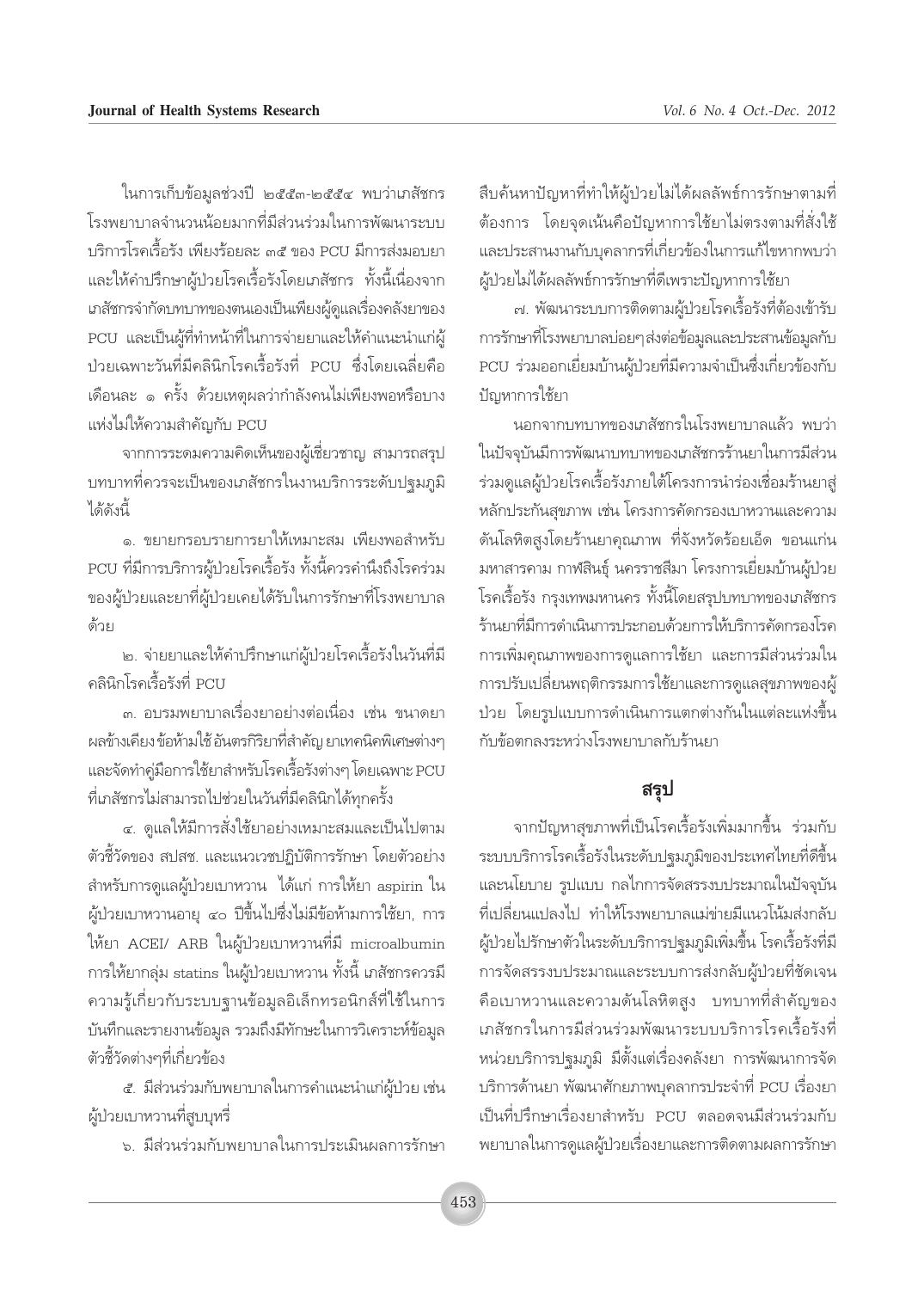ในการเก็บข้อมูลช่วงปี ๒๕๕๓-๒๕๕๔ พบว่าเภสัชกรโรงพยาบาลจำนวนน้อยมากที่มีส่วนร่วมในการพัฒนาระบบบริการโรคเรื้อรัง เพียงร้อยละ ๓๕ ของ PCU มีการส่งมอบยาและให้คำปรึกษาผู้ป่วยโรคเรื้อรังโดยเภสัชกร ทั้งนี้เนื่องจากเภสัชกรจำกัดบทบาทของตนเองเป็นเพียงผู้ดูแลเรื่องคลังยาของ PCU และเป็นผู้ที่ทำหน้าที่ในการจ่ายยาและให้คำแนะนำแก่ผู้ป่วยเฉพาะวันที่มีคลินิกโรคเรื้อรังที่ PCU ซึ่งโดยเฉลี่ยคือเดือนละ ๑ ครั้ง ด้วยเหตุผลว่ากำลังคนไม่เพียงพอหรือบางแห่งไม่ให้ความสำคัญกับ PCU

จากการระดมความคิดเห็นของผู้เชี่ยวชาญ สามารถสรุปบทบาทที่ควรจะเป็นของเภสัชกรในงานบริการระดับปฐมภูมิได้ดังนี้

๑. ขยายกรอบรายการยาให้เหมาะสม เพียงพอสำหรับ PCU ที่มีการบริการผู้ป่วยโรคเรื้อรัง ทั้งนี้ควรคำนึงถึงโรคร่วมของผู้ป่วยและยาที่ผู้ป่วยเคยได้รับในการรักษาที่โรงพยาบาลด้วย

๒. จ่ายยาและให้คำปรึกษาแก่ผู้ป่วยโรคเรื้อรังในวันที่มีคลินิกโรคเรื้อรังที่ PCU

๓. อบรมพยาบาลเรื่องยาอย่างต่อเนื่อง เช่น ขนาดยา ผลข้างเคียง ข้อห้ามใช้ อันตรกิริยาที่สำคัญ ยาเทคนิคพิเศษต่างๆ และจัดทำคู่มือการใช้ยาสำหรับโรคเรื้อรังต่างๆ โดยเฉพาะ PCU ที่เภสัชกรไม่สามารถไปช่วยในวันที่มีคลินิกได้ทุกครั้ง

๔. ดูแลให้มีการสั่งใช้ยาอย่างเหมาะสมและเป็นไปตามตัวชี้วัดของ สปสช. และแนวเวชปฏิบัติการรักษา โดยตัวอย่างสำหรับการดูแลผู้ป่วยเบาหวาน ได้แก่ การให้ยา aspirin ในผู้ป่วยเบาหวานอายุ ๔๐ ปีขึ้นไปซึ่งไม่มีข้อห้ามการใช้ยา, การให้ยา ACEI/ ARB ในผู้ป่วยเบาหวานที่มี microalbumin การให้ยากลุ่ม statins ในผู้ป่วยเบาหวาน ทั้งนี้ เภสัชกรควรมีความรู้เกี่ยวกับระบบฐานข้อมูลอิเล็กทรอนิกส์ที่ใช้ในการบันทึกและรายงานข้อมูล รวมถึงมีทักษะในการวิเคราะห์ข้อมูลตัวชี้วัดต่างๆที่เกี่ยวข้อง

๕. มีส่วนร่วมกับพยาบาลในการคำแนะนำแก่ผู้ป่วย เช่น ผู้ป่วยเบาหวานที่สูบบุหรี่

๖. มีส่วนร่วมกับพยาบาลในการประเมินผลการรักษาสืบค้นหาปัญหาที่ทำให้ผู้ป่วยไม่ได้ผลลัพธ์การรักษาตามที่ต้องการ โดยจุดเน้นคือปัญหาการใช้ยาไม่ตรงตามที่สั่งใช้ และประสานงานกับบุคลากรที่เกี่ยวข้องในการแก้ไขหากพบว่าผู้ป่วยไม่ได้ผลลัพธ์การรักษาที่ดีเพราะปัญหาการใช้ยา

๗. พัฒนาระบบการติดตามผู้ป่วยโรคเรื้อรังที่ต้องเข้ารับการรักษาที่โรงพยาบาลบ่อยๆส่งต่อข้อมูลและประสานข้อมูลกับ PCU ร่วมออกเยี่ยมบ้านผู้ป่วยที่มีความจำเป็นซึ่งเกี่ยวข้องกับปัญหาการใช้ยา

นอกจากบทบาทของเภสัชกรในโรงพยาบาลแล้ว พบว่าในปัจจุบันมีการพัฒนาบทบาทของเภสัชกรร้านยาในการมีส่วนร่วมดูแลผู้ป่วยโรคเรื้อรังภายใต้โครงการนำร่องเชื่อมร้านยาสู่หลักประกันสุขภาพ เช่น โครงการคัดกรองเบาหวานและความดันโลหิตสูงโดยร้านยาคุณภาพ ที่จังหวัดร้อยเอ็ด ขอนแก่น มหาสารคาม กาฬสินธุ์ นครราชสีมา โครงการเยี่ยมบ้านผู้ป่วยโรคเรื้อรัง กรุงเทพมหานคร ทั้งนี้โดยสรุปบทบาทของเภสัชกรร้านยาที่มีการดำเนินการประกอบด้วยการให้บริการคัดกรองโรค การเพิ่มคุณภาพของการดูแลการใช้ยา และการมีส่วนร่วมในการปรับเปลี่ยนพฤติกรรมการใช้ยาและการดูแลสุขภาพของผู้ป่วย โดยรูปแบบการดำเนินการแตกต่างกันในแต่ละแห่งขึ้นกับข้อตกลงระหว่างโรงพยาบาลกับร้านยา

## สรุป

จากปัญหาสุขภาพที่เป็นโรคเรื้อรังเพิ่มมากขึ้น ร่วมกับระบบบริการโรคเรื้อรังในระดับปฐมภูมิของประเทศไทยที่ดีขึ้น และนโยบาย รูปแบบ กลไกการจัดสรรงบประมาณในปัจจุบันที่เปลี่ยนแปลงไป ทำให้โรงพยาบาลแม่ข่ายมีแนวโน้มส่งกลับผู้ป่วยไปรักษาตัวในระดับบริการปฐมภูมิเพิ่มขึ้น โรคเรื้อรังที่มีการจัดสรรงบประมาณและระบบการส่งกลับผู้ป่วยที่ชัดเจน คือเบาหวานและความดันโลหิตสูง บทบาทที่สำคัญของเภสัชกรในการมีส่วนร่วมพัฒนาระบบบริการโรคเรื้อรังที่หน่วยบริการปฐมภูมิ มีตั้งแต่เรื่องคลังยา การพัฒนาการจัดบริการด้านยา พัฒนาศักยภาพบุคลากรประจำที่ PCU เรื่องยา เป็นที่ปรึกษาเรื่องยาสำหรับ PCU ตลอดจนมีส่วนร่วมกับพยาบาลในการดูแลผู้ป่วยเรื่องยาและการติดตามผลการรักษา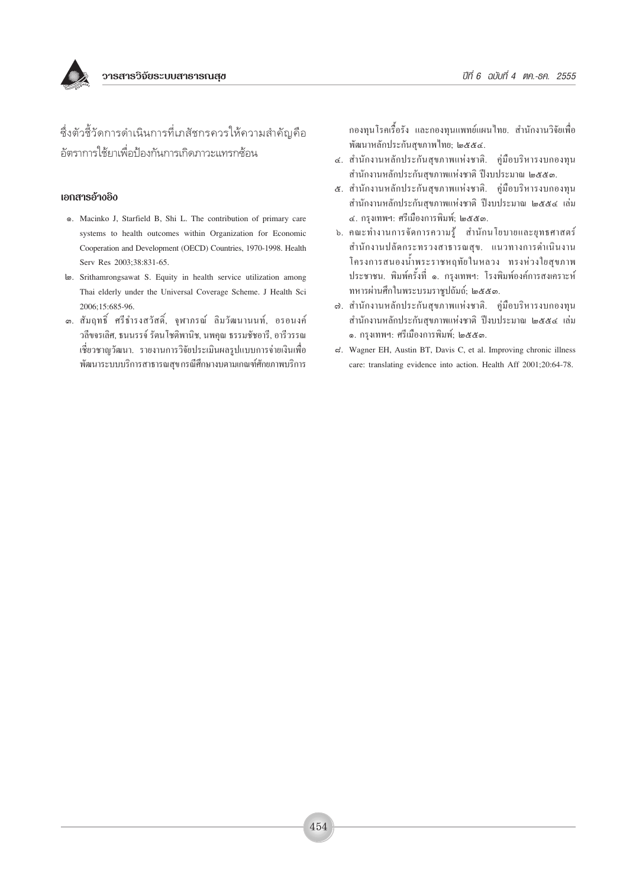ซึ่งตัวชี้วัดการดำเนินการที่เภสัชกรควรให้ความสำคัญคือ อัตราการใช้ยาเพื่อป้องกันการเกิดภาวะแทรกซ้อน

### เอกสารอ้างอิง

๑. Macinko J, Starfield B, Shi L. The contribution of primary care systems to health outcomes within Organization for Economic Cooperation and Development (OECD) Countries, 1970-1998. Health Serv Res 2003;38:831-65.

๒. Srithamrongsawat S. Equity in health service utilization among Thai elderly under the Universal Coverage Scheme. J Health Sci 2006;15:685-96.

๓. สัมฤทธิ์ ศรีธำรงสวัสดิ์, จุฬาภรณ์ ลิมวัฒนานนท์, อรอนงค์ วลีขจรเลิศ, ธนนรรจ์ รัตนโชติพานิช, นพคุณ ธรรมธัชอารี, อารีวรรณ เชี่ยวชาญวัฒนา. รายงานการวิจัยประเมินผลรูปแบบการจ่ายเงินเพื่อพัฒนาระบบบริการสาธารณสุขกรณีศึกษางบตามเกณฑ์ศักยภาพบริการ กองทุนโรคเรื้อรัง และกองทุนแพทย์แผนไทย. สำนักงานวิจัยเพื่อพัฒนาหลักประกันสุขภาพไทย; ๒๕๕๔.

๔. สำนักงานหลักประกันสุขภาพแห่งชาติ. คู่มือบริหารงบกองทุนสำนักงานหลักประกันสุขภาพแห่งชาติ ปีงบประมาณ ๒๕๕๓.

๕. สำนักงานหลักประกันสุขภาพแห่งชาติ. คู่มือบริหารงบกองทุนสำนักงานหลักประกันสุขภาพแห่งชาติ ปีงบประมาณ ๒๕๕๔ เล่ม ๔. กรุงเทพฯ: ศรีเมืองการพิมพ์; ๒๕๕๓.

๖. คณะทำงานการจัดการความรู้ สำนักนโยบายและยุทธศาสตร์ สำนักงานปลัดกระทรวงสาธารณสุข. แนวทางการดำเนินงานโครงการสนองน้ำพระราชหฤทัยในหลวง ทรงห่วงใยสุขภาพประชาชน. พิมพ์ครั้งที่ ๑. กรุงเทพฯ: โรงพิมพ์องค์การสงเคราะห์ทหารผ่านศึกในพระบรมราชูปถัมภ์; ๒๕๕๓.

๗. สำนักงานหลักประกันสุขภาพแห่งชาติ. คู่มือบริหารงบกองทุนสำนักงานหลักประกันสุขภาพแห่งชาติ ปีงบประมาณ ๒๕๕๔ เล่ม ๑. กรุงเทพฯ: ศรีเมืองการพิมพ์; ๒๕๕๓.

๘. Wagner EH, Austin BT, Davis C, et al. Improving chronic illness care: translating evidence into action. Health Aff 2001;20:64-78.